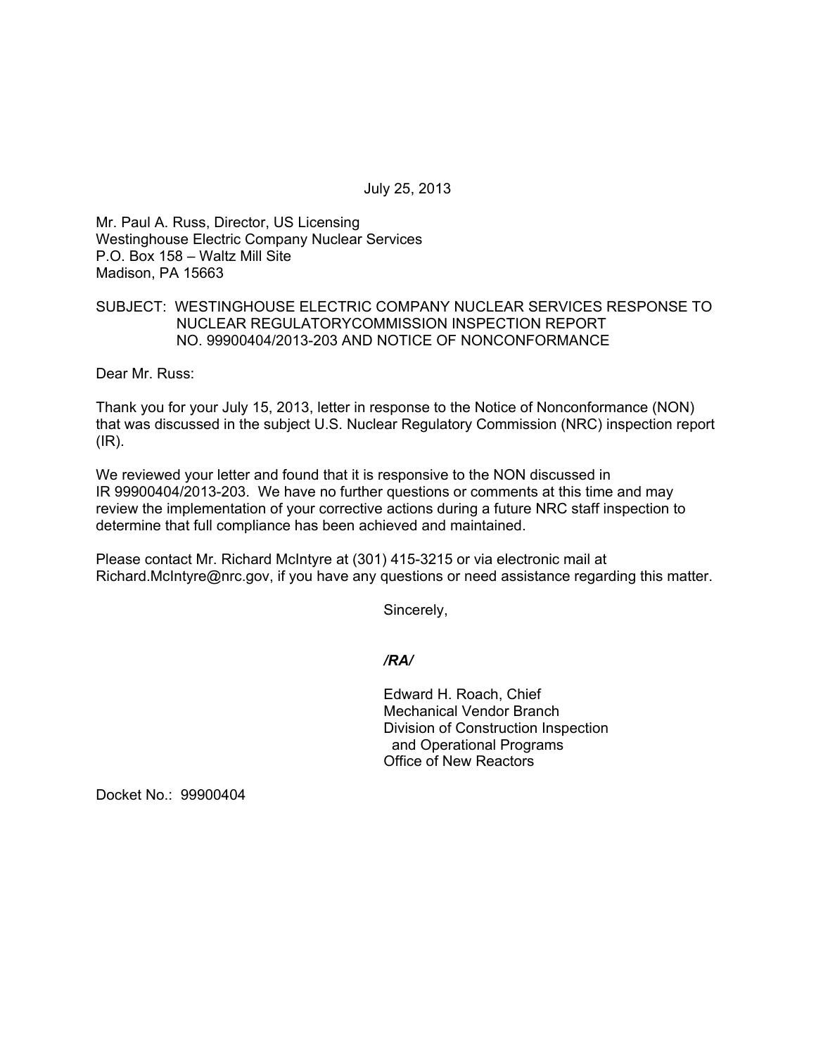July 25, 2013

Mr. Paul A. Russ, Director, US Licensing
Westinghouse Electric Company Nuclear Services
P.O. Box 158 – Waltz Mill Site
Madison, PA 15663

SUBJECT: WESTINGHOUSE ELECTRIC COMPANY NUCLEAR SERVICES RESPONSE TO NUCLEAR REGULATORYCOMMISSION INSPECTION REPORT NO. 99900404/2013-203 AND NOTICE OF NONCONFORMANCE

Dear Mr. Russ:

Thank you for your July 15, 2013, letter in response to the Notice of Nonconformance (NON) that was discussed in the subject U.S. Nuclear Regulatory Commission (NRC) inspection report (IR).

We reviewed your letter and found that it is responsive to the NON discussed in IR 99900404/2013-203. We have no further questions or comments at this time and may review the implementation of your corrective actions during a future NRC staff inspection to determine that full compliance has been achieved and maintained.

Please contact Mr. Richard McIntyre at (301) 415-3215 or via electronic mail at Richard.McIntyre@nrc.gov, if you have any questions or need assistance regarding this matter.

Sincerely,

*/RA/*

Edward H. Roach, Chief
Mechanical Vendor Branch
Division of Construction Inspection
and Operational Programs
Office of New Reactors

Docket No.: 99900404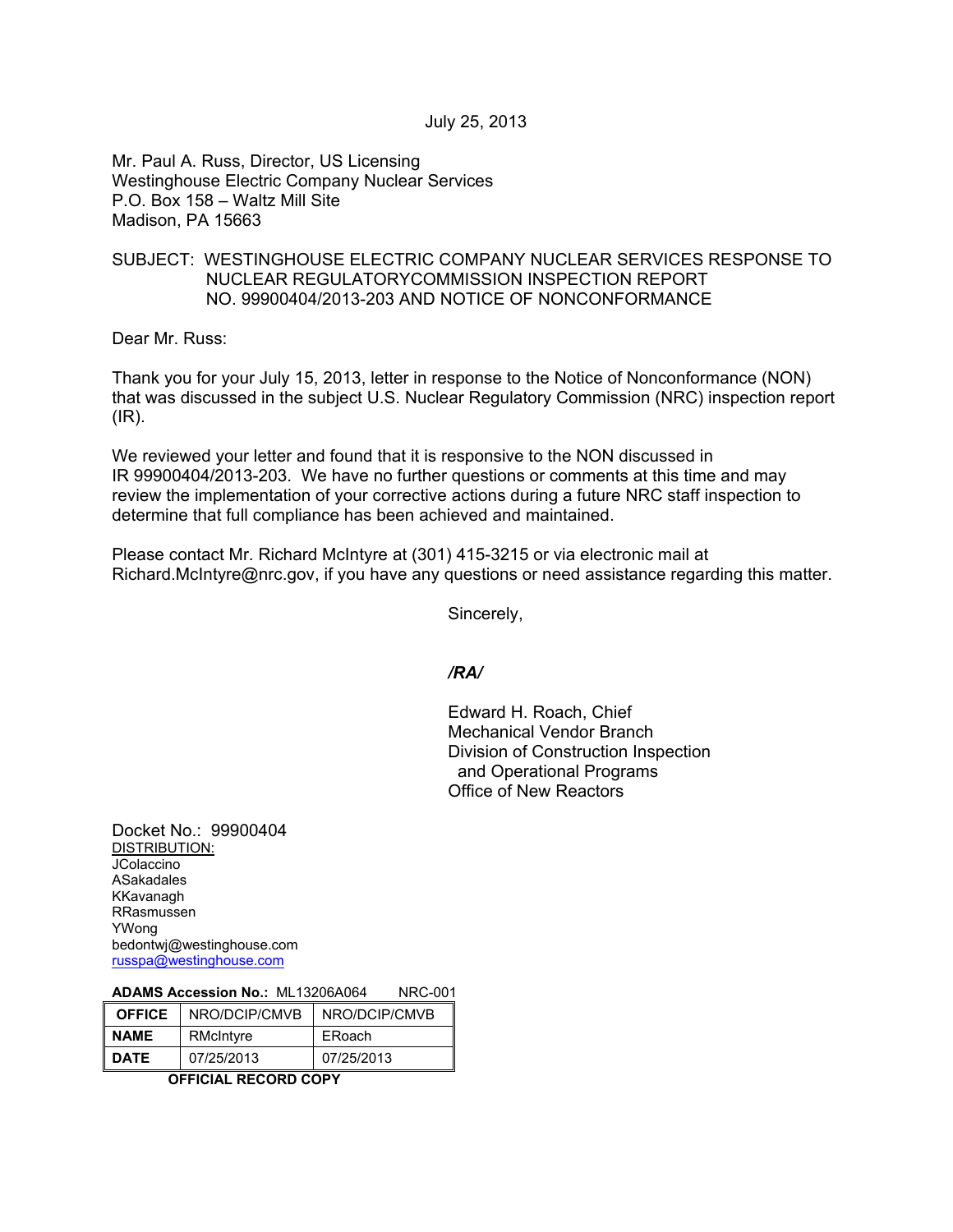July 25, 2013

Mr. Paul A. Russ, Director, US Licensing
Westinghouse Electric Company Nuclear Services
P.O. Box 158 – Waltz Mill Site
Madison, PA 15663

SUBJECT: WESTINGHOUSE ELECTRIC COMPANY NUCLEAR SERVICES RESPONSE TO NUCLEAR REGULATORYCOMMISSION INSPECTION REPORT NO. 99900404/2013-203 AND NOTICE OF NONCONFORMANCE

Dear Mr. Russ:

Thank you for your July 15, 2013, letter in response to the Notice of Nonconformance (NON) that was discussed in the subject U.S. Nuclear Regulatory Commission (NRC) inspection report (IR).

We reviewed your letter and found that it is responsive to the NON discussed in IR 99900404/2013-203. We have no further questions or comments at this time and may review the implementation of your corrective actions during a future NRC staff inspection to determine that full compliance has been achieved and maintained.

Please contact Mr. Richard McIntyre at (301) 415-3215 or via electronic mail at Richard.McIntyre@nrc.gov, if you have any questions or need assistance regarding this matter.

Sincerely,

*/RA/*

Edward H. Roach, Chief
Mechanical Vendor Branch
Division of Construction Inspection
and Operational Programs
Office of New Reactors

Docket No.: 99900404

DISTRIBUTION:
JColaccino
ASakadales
KKavanagh
RRasmussen
YWong
bedontwj@westinghouse.com
russpa@westinghouse.com

**ADAMS Accession No.:** ML13206A064 NRC-001

| | | |
|---|---|---|
| **OFFICE** | NRO/DCIP/CMVB | NRO/DCIP/CMVB |
| **NAME** | RMcIntyre | ERoach |
| **DATE** | 07/25/2013 | 07/25/2013 |

**OFFICIAL RECORD COPY**